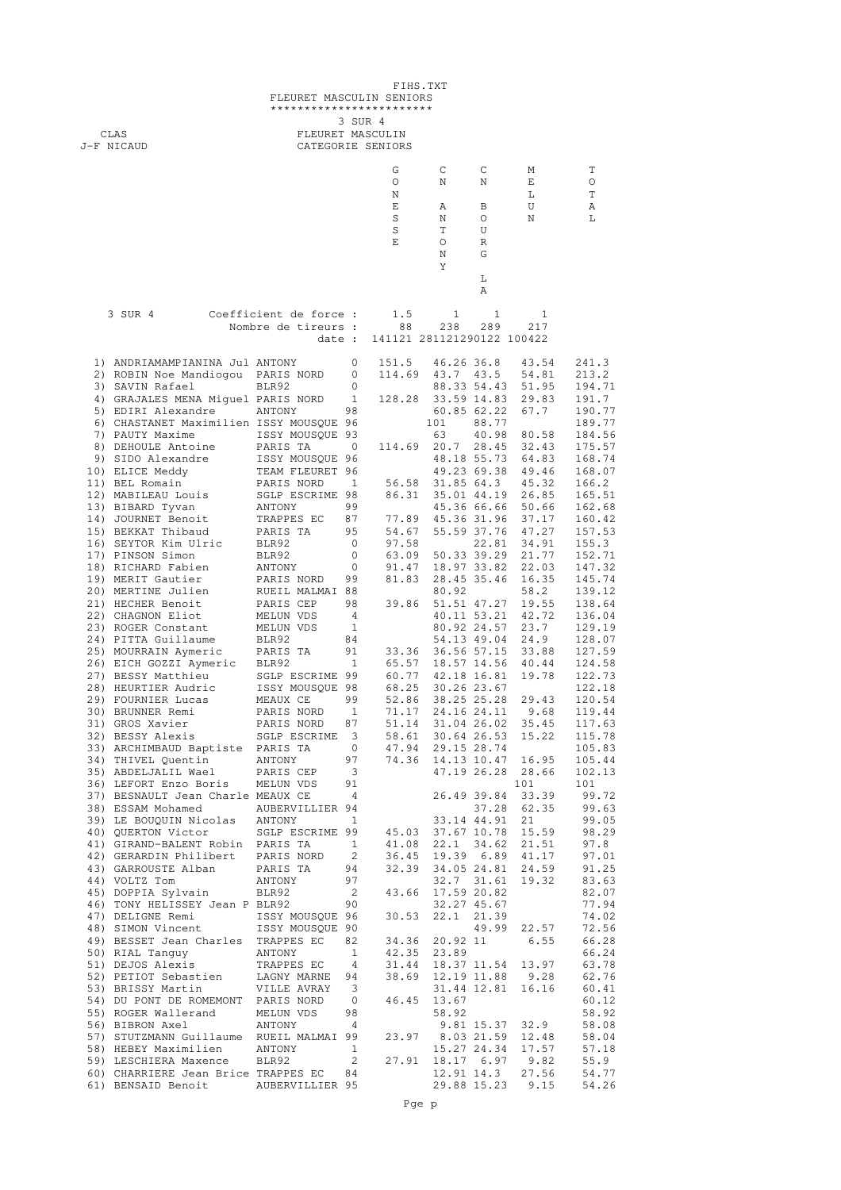FIHS.TXT

# FLEURET MASCULIN SENIORS

3 SUR 4

CLAS
J-F NICAUD

FLEURET MASCULIN
CATEGORIE SENIORS

| 3 SUR 4 | | | | GONESSE | C N ANTONY | C N BOURG LA | MEUN | TOTAL |
|---|---|---|---|---|---|---|---|---|
| | Coefficient de force : | | | 1.5 | 1 | 1 | 1 | |
| | Nombre de tireurs : | | | 88 | 238 | 289 | 217 | |
| | date : | | | 141121 | 281121 | 290122 | 100422 | |
| 1) | ANDRIAMAMPIANINA Jul | ANTONY | 0 | 151.5 | 46.26 | 36.8 | 43.54 | 241.3 |
| 2) | ROBIN Noe Mandiogou | PARIS NORD | 0 | 114.69 | 43.7 | 43.5 | 54.81 | 213.2 |
| 3) | SAVIN Rafael | BLR92 | 0 | | 88.33 | 54.43 | 51.95 | 194.71 |
| 4) | GRAJALES MENA Miguel | PARIS NORD | 1 | 128.28 | 33.59 | 14.83 | 29.83 | 191.7 |
| 5) | EDIRI Alexandre | ANTONY | 98 | | 60.85 | 62.22 | 67.7 | 190.77 |
| 6) | CHASTANET Maximilien | ISSY MOUSQUE | 96 | | 101 | 88.77 | | 189.77 |
| 7) | PAUTY Maxime | ISSY MOUSQUE | 93 | | 63 | 40.98 | 80.58 | 184.56 |
| 8) | DEHOULE Antoine | PARIS TA | 0 | 114.69 | 20.7 | 28.45 | 32.43 | 175.57 |
| 9) | SIDO Alexandre | ISSY MOUSQUE | 96 | | 48.18 | 55.73 | 64.83 | 168.74 |
| 10) | ELICE Meddy | TEAM FLEURET | 96 | | 49.23 | 69.38 | 49.46 | 168.07 |
| 11) | BEL Romain | PARIS NORD | 1 | 56.58 | 31.85 | 64.3 | 45.32 | 166.2 |
| 12) | MABILEAU Louis | SGLP ESCRIME | 98 | 86.31 | 35.01 | 44.19 | 26.85 | 165.51 |
| 13) | BIBARD Tyvan | ANTONY | 99 | | 45.36 | 66.66 | 50.66 | 162.68 |
| 14) | JOURNET Benoit | TRAPPES EC | 87 | 77.89 | 45.36 | 31.96 | 37.17 | 160.42 |
| 15) | BEKKAT Thibaud | PARIS TA | 95 | 54.67 | 55.59 | 37.76 | 47.27 | 157.53 |
| 16) | SEYTOR Kim Ulric | BLR92 | 0 | 97.58 | | 22.81 | 34.91 | 155.3 |
| 17) | PINSON Simon | BLR92 | 0 | 63.09 | 50.33 | 39.29 | 21.77 | 152.71 |
| 18) | RICHARD Fabien | ANTONY | 0 | 91.47 | 18.97 | 33.82 | 22.03 | 147.32 |
| 19) | MERIT Gautier | PARIS NORD | 99 | 81.83 | 28.45 | 35.46 | 16.35 | 145.74 |
| 20) | MERTINE Julien | RUEIL MALMAI | 88 | | 80.92 | | 58.2 | 139.12 |
| 21) | HECHER Benoit | PARIS CEP | 98 | 39.86 | 51.51 | 47.27 | 19.55 | 138.64 |
| 22) | CHAGNON Eliot | MELUN VDS | 4 | | 40.11 | 53.21 | 42.72 | 136.04 |
| 23) | ROGER Constant | MELUN VDS | 1 | | 80.92 | 24.57 | 23.7 | 129.19 |
| 24) | PITTA Guillaume | BLR92 | 84 | | 54.13 | 49.04 | 24.9 | 128.07 |
| 25) | MOURRAIN Aymeric | PARIS TA | 91 | 33.36 | 36.56 | 57.15 | 33.88 | 127.59 |
| 26) | EICH GOZZI Aymeric | BLR92 | 1 | 65.57 | 18.57 | 14.56 | 40.44 | 124.58 |
| 27) | BESSY Matthieu | SGLP ESCRIME | 99 | 60.77 | 42.18 | 16.81 | 19.78 | 122.73 |
| 28) | HEURTIER Audric | ISSY MOUSQUE | 98 | 68.25 | 30.26 | 23.67 | | 122.18 |
| 29) | FOURNIER Lucas | MEAUX CE | 99 | 52.86 | 38.25 | 25.28 | 29.43 | 120.54 |
| 30) | BRUNNER Remi | PARIS NORD | 1 | 71.17 | 24.16 | 24.11 | 9.68 | 119.44 |
| 31) | GROS Xavier | PARIS NORD | 87 | 51.14 | 31.04 | 26.02 | 35.45 | 117.63 |
| 32) | BESSY Alexis | SGLP ESCRIME | 3 | 58.61 | 30.64 | 26.53 | 15.22 | 115.78 |
| 33) | ARCHIMBAUD Baptiste | PARIS TA | 0 | 47.94 | 29.15 | 28.74 | | 105.83 |
| 34) | THIVEL Quentin | ANTONY | 97 | 74.36 | 14.13 | 10.47 | 16.95 | 105.44 |
| 35) | ABDELJALIL Wael | PARIS CEP | 3 | | 47.19 | 26.28 | 28.66 | 102.13 |
| 36) | LEFORT Enzo Boris | MELUN VDS | 91 | | | | 101 | 101 |
| 37) | BESNAULT Jean Charle | MEAUX CE | 4 | | 26.49 | 39.84 | 33.39 | 99.72 |
| 38) | ESSAM Mohamed | AUBERVILLIER | 94 | | | 37.28 | 62.35 | 99.63 |
| 39) | LE BOUQUIN Nicolas | ANTONY | 1 | | 33.14 | 44.91 | 21 | 99.05 |
| 40) | QUERTON Victor | SGLP ESCRIME | 99 | 45.03 | 37.67 | 10.78 | 15.59 | 98.29 |
| 41) | GIRAND-BALENT Robin | PARIS TA | 1 | 41.08 | 22.1 | 34.62 | 21.51 | 97.8 |
| 42) | GERARDIN Philibert | PARIS NORD | 2 | 36.45 | 19.39 | 6.89 | 41.17 | 97.01 |
| 43) | GARROUSTE Alban | PARIS TA | 94 | 32.39 | 34.05 | 24.81 | 24.59 | 91.25 |
| 44) | VOLTZ Tom | ANTONY | 97 | | 32.7 | 31.61 | 19.32 | 83.63 |
| 45) | DOPPIA Sylvain | BLR92 | 2 | 43.66 | 17.59 | 20.82 | | 82.07 |
| 46) | TONY HELISSEY Jean P | BLR92 | 90 | | 32.27 | 45.67 | | 77.94 |
| 47) | DELIGNE Remi | ISSY MOUSQUE | 96 | 30.53 | 22.1 | 21.39 | | 74.02 |
| 48) | SIMON Vincent | ISSY MOUSQUE | 90 | | | 49.99 | 22.57 | 72.56 |
| 49) | BESSET Jean Charles | TRAPPES EC | 82 | 34.36 | 20.92 | 11 | 6.55 | 66.28 |
| 50) | RIAL Tanguy | ANTONY | 1 | 42.35 | 23.89 | | | 66.24 |
| 51) | DEJOS Alexis | TRAPPES EC | 4 | 31.44 | 18.37 | 11.54 | 13.97 | 63.78 |
| 52) | PETIOT Sebastien | LAGNY MARNE | 94 | 38.69 | 12.19 | 11.88 | 9.28 | 62.76 |
| 53) | BRISSY Martin | VILLE AVRAY | 3 | | 31.44 | 12.81 | 16.16 | 60.41 |
| 54) | DU PONT DE ROMEMONT | PARIS NORD | 0 | 46.45 | 13.67 | | | 60.12 |
| 55) | ROGER Wallerand | MELUN VDS | 98 | | 58.92 | | | 58.92 |
| 56) | BIBRON Axel | ANTONY | 4 | | 9.81 | 15.37 | 32.9 | 58.08 |
| 57) | STUTZMANN Guillaume | RUEIL MALMAI | 99 | 23.97 | 8.03 | 21.59 | 12.48 | 58.04 |
| 58) | HEBEY Maximilien | ANTONY | 1 | | 15.27 | 24.34 | 17.57 | 57.18 |
| 59) | LESCHIERA Maxence | BLR92 | 2 | 27.91 | 18.17 | 6.97 | 9.82 | 55.9 |
| 60) | CHARRIERE Jean Brice | TRAPPES EC | 84 | | 12.91 | 14.3 | 27.56 | 54.77 |
| 61) | BENSAID Benoit | AUBERVILLIER | 95 | | 29.88 | 15.23 | 9.15 | 54.26 |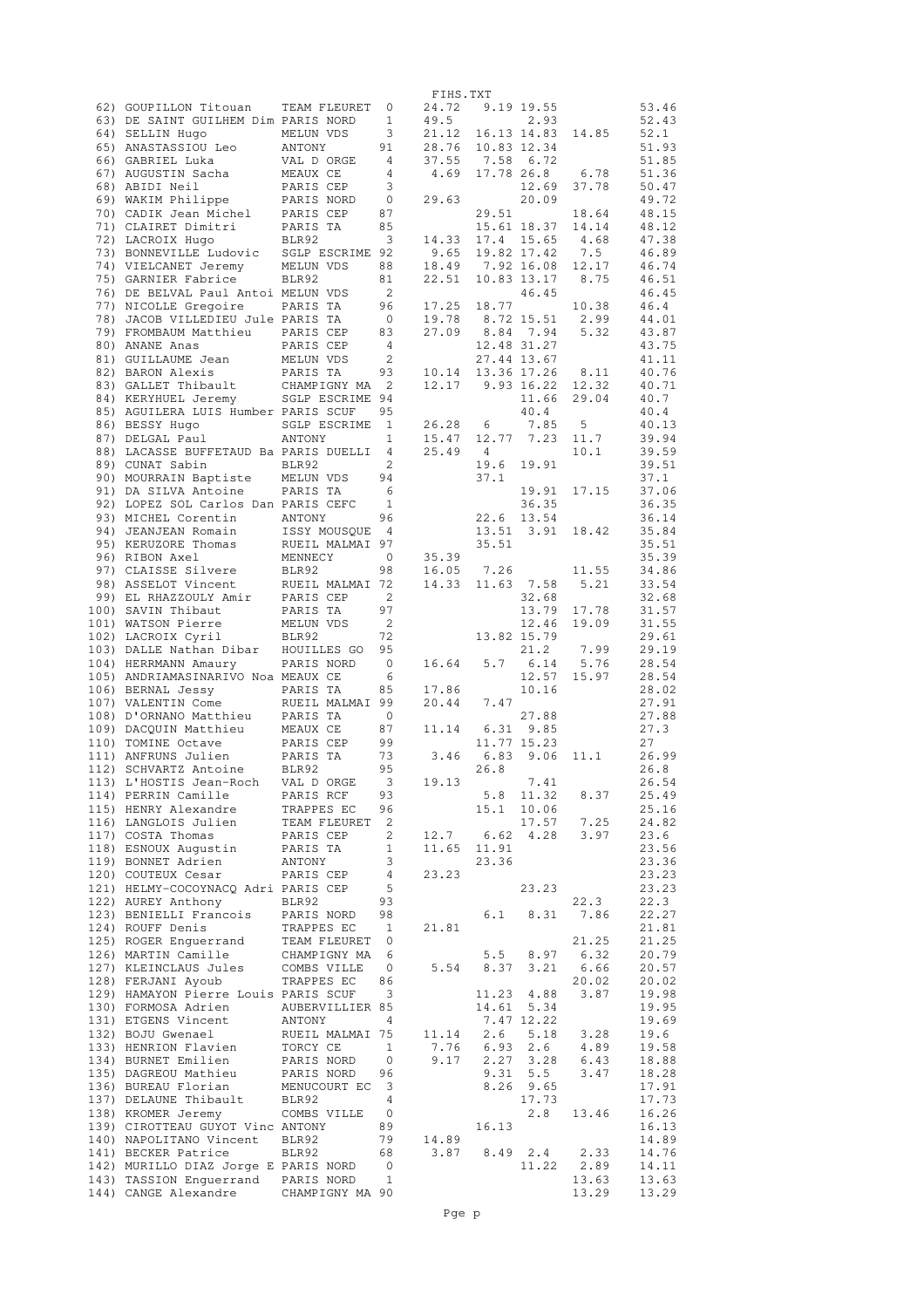| | | | | | | | | |
|---|---|---|---|---|---|---|---|---|
| 62) | GOUPILLON Titouan | TEAM FLEURET | 0 | 24.72 | 9.19 | 19.55 | | 53.46 |
| 63) | DE SAINT GUILHEM Dim | PARIS NORD | 1 | 49.5 | | 2.93 | | 52.43 |
| 64) | SELLIN Hugo | MELUN VDS | 3 | 21.12 | 16.13 | 14.83 | 14.85 | 52.1 |
| 65) | ANASTASSIOU Leo | ANTONY | 91 | 28.76 | 10.83 | 12.34 | | 51.93 |
| 66) | GABRIEL Luka | VAL D ORGE | 4 | 37.55 | 7.58 | 6.72 | | 51.85 |
| 67) | AUGUSTIN Sacha | MEAUX CE | 4 | 4.69 | 17.78 | 26.8 | 6.78 | 51.36 |
| 68) | ABIDI Neil | PARIS CEP | 3 | | | 12.69 | 37.78 | 50.47 |
| 69) | WAKIM Philippe | PARIS NORD | 0 | 29.63 | | 20.09 | | 49.72 |
| 70) | CADIK Jean Michel | PARIS CEP | 87 | | 29.51 | | 18.64 | 48.15 |
| 71) | CLAIRET Dimitri | PARIS TA | 85 | | 15.61 | 18.37 | 14.14 | 48.12 |
| 72) | LACROIX Hugo | BLR92 | 3 | 14.33 | 17.4 | 15.65 | 4.68 | 47.38 |
| 73) | BONNEVILLE Ludovic | SGLP ESCRIME | 92 | 9.65 | 19.82 | 17.42 | 7.5 | 46.89 |
| 74) | VIELCANET Jeremy | MELUN VDS | 88 | 18.49 | 7.92 | 16.08 | 12.17 | 46.74 |
| 75) | GARNIER Fabrice | BLR92 | 81 | 22.51 | 10.83 | 13.17 | 8.75 | 46.51 |
| 76) | DE BELVAL Paul Antoi | MELUN VDS | 2 | | | 46.45 | | 46.45 |
| 77) | NICOLLE Gregoire | PARIS TA | 96 | 17.25 | 18.77 | | 10.38 | 46.4 |
| 78) | JACOB VILLEDIEU Jule | PARIS TA | 0 | 19.78 | 8.72 | 15.51 | 2.99 | 44.01 |
| 79) | FROMBAUM Matthieu | PARIS CEP | 83 | 27.09 | 8.84 | 7.94 | 5.32 | 43.87 |
| 80) | ANANE Anas | PARIS CEP | 4 | | 12.48 | 31.27 | | 43.75 |
| 81) | GUILLAUME Jean | MELUN VDS | 2 | | 27.44 | 13.67 | | 41.11 |
| 82) | BARON Alexis | PARIS TA | 93 | 10.14 | 13.36 | 17.26 | 8.11 | 40.76 |
| 83) | GALLET Thibault | CHAMPIGNY MA | 2 | 12.17 | 9.93 | 16.22 | 12.32 | 40.71 |
| 84) | KERYHUEL Jeremy | SGLP ESCRIME | 94 | | | 11.66 | 29.04 | 40.7 |
| 85) | AGUILERA LUIS Humber | PARIS SCUF | 95 | | | 40.4 | | 40.4 |
| 86) | BESSY Hugo | SGLP ESCRIME | 1 | 26.28 | 6 | 7.85 | 5 | 40.13 |
| 87) | DELGAL Paul | ANTONY | 1 | 15.47 | 12.77 | 7.23 | 11.7 | 39.94 |
| 88) | LACASSE BUFFETAUD Ba | PARIS DUELLI | 4 | 25.49 | 4 | | 10.1 | 39.59 |
| 89) | CUNAT Sabin | BLR92 | 2 | | 19.6 | 19.91 | | 39.51 |
| 90) | MOURRAIN Baptiste | MELUN VDS | 94 | | 37.1 | | | 37.1 |
| 91) | DA SILVA Antoine | PARIS TA | 6 | | | 19.91 | 17.15 | 37.06 |
| 92) | LOPEZ SOL Carlos Dan | PARIS CEFC | 1 | | | 36.35 | | 36.35 |
| 93) | MICHEL Corentin | ANTONY | 96 | | 22.6 | 13.54 | | 36.14 |
| 94) | JEANJEAN Romain | ISSY MOUSQUE | 4 | | 13.51 | 3.91 | 18.42 | 35.84 |
| 95) | KERUZORE Thomas | RUEIL MALMAI | 97 | | 35.51 | | | 35.51 |
| 96) | RIBON Axel | MENNECY | 0 | 35.39 | | | | 35.39 |
| 97) | CLAISSE Silvere | BLR92 | 98 | 16.05 | 7.26 | | 11.55 | 34.86 |
| 98) | ASSELOT Vincent | RUEIL MALMAI | 72 | 14.33 | 11.63 | 7.58 | 5.21 | 33.54 |
| 99) | EL RHAZZOULY Amir | PARIS CEP | 2 | | | 32.68 | | 32.68 |
| 100) | SAVIN Thibaut | PARIS TA | 97 | | | 13.79 | 17.78 | 31.57 |
| 101) | WATSON Pierre | MELUN VDS | 2 | | | 12.46 | 19.09 | 31.55 |
| 102) | LACROIX Cyril | BLR92 | 72 | | 13.82 | 15.79 | | 29.61 |
| 103) | DALLE Nathan Dibar | HOUILLES GO | 95 | | | 21.2 | 7.99 | 29.19 |
| 104) | HERRMANN Amaury | PARIS NORD | 0 | 16.64 | 5.7 | 6.14 | 5.76 | 28.54 |
| 105) | ANDRIAMASINARIVO Noa | MEAUX CE | 6 | | | 12.57 | 15.97 | 28.54 |
| 106) | BERNAL Jessy | PARIS TA | 85 | 17.86 | | 10.16 | | 28.02 |
| 107) | VALENTIN Come | RUEIL MALMAI | 99 | 20.44 | 7.47 | | | 27.91 |
| 108) | D'ORNANO Matthieu | PARIS TA | 0 | | | 27.88 | | 27.88 |
| 109) | DACQUIN Matthieu | MEAUX CE | 87 | 11.14 | 6.31 | 9.85 | | 27.3 |
| 110) | TOMINE Octave | PARIS CEP | 99 | | 11.77 | 15.23 | | 27 |
| 111) | ANFRUNS Julien | PARIS TA | 73 | 3.46 | 6.83 | 9.06 | 11.1 | 26.99 |
| 112) | SCHVARTZ Antoine | BLR92 | 95 | | 26.8 | | | 26.8 |
| 113) | L'HOSTIS Jean-Roch | VAL D ORGE | 3 | 19.13 | | 7.41 | | 26.54 |
| 114) | PERRIN Camille | PARIS RCF | 93 | | 5.8 | 11.32 | 8.37 | 25.49 |
| 115) | HENRY Alexandre | TRAPPES EC | 96 | | 15.1 | 10.06 | | 25.16 |
| 116) | LANGLOIS Julien | TEAM FLEURET | 2 | | | 17.57 | 7.25 | 24.82 |
| 117) | COSTA Thomas | PARIS CEP | 2 | 12.7 | 6.62 | 4.28 | 3.97 | 23.6 |
| 118) | ESNOUX Augustin | PARIS TA | 1 | 11.65 | 11.91 | | | 23.56 |
| 119) | BONNET Adrien | ANTONY | 3 | | 23.36 | | | 23.36 |
| 120) | COUTEUX Cesar | PARIS CEP | 4 | 23.23 | | | | 23.23 |
| 121) | HELMY-COCOYNACQ Adri | PARIS CEP | 5 | | | 23.23 | | 23.23 |
| 122) | AUREY Anthony | BLR92 | 93 | | | | 22.3 | 22.3 |
| 123) | BENIELLI Francois | PARIS NORD | 98 | | 6.1 | 8.31 | 7.86 | 22.27 |
| 124) | ROUFF Denis | TRAPPES EC | 1 | 21.81 | | | | 21.81 |
| 125) | ROGER Enguerrand | TEAM FLEURET | 0 | | | | 21.25 | 21.25 |
| 126) | MARTIN Camille | CHAMPIGNY MA | 6 | | 5.5 | 8.97 | 6.32 | 20.79 |
| 127) | KLEINCLAUS Jules | COMBS VILLE | 0 | 5.54 | 8.37 | 3.21 | 6.66 | 20.57 |
| 128) | FERJANI Ayoub | TRAPPES EC | 86 | | | | 20.02 | 20.02 |
| 129) | HAMAYON Pierre Louis | PARIS SCUF | 3 | | 11.23 | 4.88 | 3.87 | 19.98 |
| 130) | FORMOSA Adrien | AUBERVILLIER | 85 | | 14.61 | 5.34 | | 19.95 |
| 131) | ETGENS Vincent | ANTONY | 4 | | 7.47 | 12.22 | | 19.69 |
| 132) | BOJU Gwenael | RUEIL MALMAI | 75 | 11.14 | 2.6 | 5.18 | 3.28 | 19.6 |
| 133) | HENRION Flavien | TORCY CE | 1 | 7.76 | 6.93 | 2.6 | 4.89 | 19.58 |
| 134) | BURNET Emilien | PARIS NORD | 0 | 9.17 | 2.27 | 3.28 | 6.43 | 18.88 |
| 135) | DAGREOU Mathieu | PARIS NORD | 96 | | 9.31 | 5.5 | 3.47 | 18.28 |
| 136) | BUREAU Florian | MENUCOURT EC | 3 | | 8.26 | 9.65 | | 17.91 |
| 137) | DELAUNE Thibault | BLR92 | 4 | | | 17.73 | | 17.73 |
| 138) | KROMER Jeremy | COMBS VILLE | 0 | | | 2.8 | 13.46 | 16.26 |
| 139) | CIROTTEAU GUYOT Vinc | ANTONY | 89 | | 16.13 | | | 16.13 |
| 140) | NAPOLITANO Vincent | BLR92 | 79 | 14.89 | | | | 14.89 |
| 141) | BECKER Patrice | BLR92 | 68 | 3.87 | 8.49 | 2.4 | 2.33 | 14.76 |
| 142) | MURILLO DIAZ Jorge E | PARIS NORD | 0 | | | 11.22 | 2.89 | 14.11 |
| 143) | TASSION Enguerrand | PARIS NORD | 1 | | | | 13.63 | 13.63 |
| 144) | CANGE Alexandre | CHAMPIGNY MA | 90 | | | | 13.29 | 13.29 |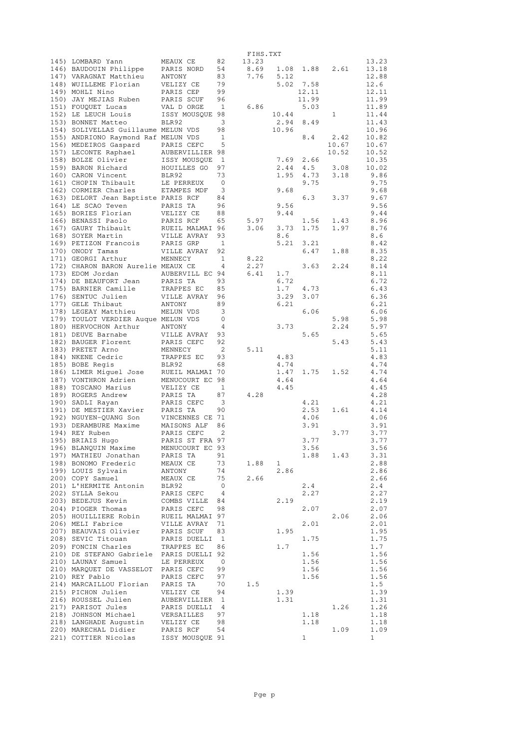| | | | | | | | |
|---|---|---|---|---|---|---|---|
| 145) LOMBARD Yann | MEAUX CE | 82 | 13.23 | | | | 13.23 |
| 146) BAUDOUIN Philippe | PARIS NORD | 54 | 8.69 | 1.08 | 1.88 | 2.61 | 13.18 |
| 147) VARAGNAT Matthieu | ANTONY | 83 | 7.76 | 5.12 | | | 12.88 |
| 148) WUILLEME Florian | VELIZY CE | 79 | | 5.02 | 7.58 | | 12.6 |
| 149) MOHLI Nino | PARIS CEP | 99 | | | 12.11 | | 12.11 |
| 150) JAY MEJIAS Ruben | PARIS SCUF | 96 | | | 11.99 | | 11.99 |
| 151) FOUQUET Lucas | VAL D ORGE | 1 | 6.86 | | 5.03 | | 11.89 |
| 152) LE LEUCH Louis | ISSY MOUSQUE | 98 | | 10.44 | | 1 | 11.44 |
| 153) BONNET Matteo | BLR92 | 3 | | 2.94 | 8.49 | | 11.43 |
| 154) SOLIVELLAS Guillaume | MELUN VDS | 98 | | 10.96 | | | 10.96 |
| 155) ANDRIONO Raymond Raf | MELUN VDS | 1 | | | 8.4 | 2.42 | 10.82 |
| 156) MEDEIROS Gaspard | PARIS CEFC | 5 | | | | 10.67 | 10.67 |
| 157) LECONTE Raphael | AUBERVILLIER | 98 | | | | 10.52 | 10.52 |
| 158) BOLZE Olivier | ISSY MOUSQUE | 1 | | 7.69 | 2.66 | | 10.35 |
| 159) BARON Richard | HOUILLES GO | 97 | | 2.44 | 4.5 | 3.08 | 10.02 |
| 160) CARON Vincent | BLR92 | 73 | | 1.95 | 4.73 | 3.18 | 9.86 |
| 161) CHOPIN Thibault | LE PERREUX | 0 | | | 9.75 | | 9.75 |
| 162) CORMIER Charles | ETAMPES MDF | 3 | | 9.68 | | | 9.68 |
| 163) DELORT Jean Baptiste | PARIS RCF | 84 | | | 6.3 | 3.37 | 9.67 |
| 164) LE SCAO Teven | PARIS TA | 96 | | 9.56 | | | 9.56 |
| 165) BORIES Florian | VELIZY CE | 88 | | 9.44 | | | 9.44 |
| 166) BENASSI Paolo | PARIS RCF | 65 | 5.97 | | 1.56 | 1.43 | 8.96 |
| 167) GAURY Thibault | RUEIL MALMAI | 96 | 3.06 | 3.73 | 1.75 | 1.97 | 8.76 |
| 168) SOYER Martin | VILLE AVRAY | 93 | | 8.6 | | | 8.6 |
| 169) PETIZON Francois | PARIS GRP | 1 | | 5.21 | 3.21 | | 8.42 |
| 170) ONODY Tamas | VILLE AVRAY | 92 | | | 6.47 | 1.88 | 8.35 |
| 171) GEORGI Arthur | MENNECY | 1 | 8.22 | | | | 8.22 |
| 172) CHARON BARON Aurelie | MEAUX CE | 4 | 2.27 | | 3.63 | 2.24 | 8.14 |
| 173) EDOM Jordan | AUBERVILL EC | 94 | 6.41 | 1.7 | | | 8.11 |
| 174) DE BEAUFORT Jean | PARIS TA | 93 | | 6.72 | | | 6.72 |
| 175) BARNIER Camille | TRAPPES EC | 85 | | 1.7 | 4.73 | | 6.43 |
| 176) SENTUC Julien | VILLE AVRAY | 96 | | 3.29 | 3.07 | | 6.36 |
| 177) GELE Thibaut | ANTONY | 89 | | 6.21 | | | 6.21 |
| 178) LEGEAY Matthieu | MELUN VDS | 3 | | | 6.06 | | 6.06 |
| 179) TOULOT VERDIER Auque | MELUN VDS | 0 | | | | 5.98 | 5.98 |
| 180) HERVOCHON Arthur | ANTONY | 4 | | 3.73 | | 2.24 | 5.97 |
| 181) DEUVE Barnabe | VILLE AVRAY | 93 | | | 5.65 | | 5.65 |
| 182) BAUGER Florent | PARIS CEFC | 92 | | | | 5.43 | 5.43 |
| 183) PRETET Arno | MENNECY | 2 | 5.11 | | | | 5.11 |
| 184) NKENE Cedric | TRAPPES EC | 93 | | 4.83 | | | 4.83 |
| 185) BOBE Regis | BLR92 | 68 | | 4.74 | | | 4.74 |
| 186) LIMER Miguel Jose | RUEIL MALMAI | 70 | | 1.47 | 1.75 | 1.52 | 4.74 |
| 187) VONTHRON Adrien | MENUCOURT EC | 98 | | 4.64 | | | 4.64 |
| 188) TOSCANO Marius | VELIZY CE | 1 | | 4.45 | | | 4.45 |
| 189) ROGERS Andrew | PARIS TA | 87 | 4.28 | | | | 4.28 |
| 190) SADLI Rayan | PARIS CEFC | 3 | | | 4.21 | | 4.21 |
| 191) DE MESTIER Xavier | PARIS TA | 90 | | | 2.53 | 1.61 | 4.14 |
| 192) NGUYEN-QUANG Son | VINCENNES CE | 71 | | | 4.06 | | 4.06 |
| 193) DERAMBURE Maxime | MAISONS ALF | 86 | | | 3.91 | | 3.91 |
| 194) REY Ruben | PARIS CEFC | 2 | | | | 3.77 | 3.77 |
| 195) BRIAIS Hugo | PARIS ST FRA | 97 | | | 3.77 | | 3.77 |
| 196) BLANQUIN Maxime | MENUCOURT EC | 93 | | | 3.56 | | 3.56 |
| 197) MATHIEU Jonathan | PARIS TA | 91 | | | 1.88 | 1.43 | 3.31 |
| 198) BONOMO Frederic | MEAUX CE | 73 | 1.88 | 1 | | | 2.88 |
| 199) LOUIS Sylvain | ANTONY | 74 | | 2.86 | | | 2.86 |
| 200) COPY Samuel | MEAUX CE | 75 | 2.66 | | | | 2.66 |
| 201) L'HERMITE Antonin | BLR92 | 0 | | | 2.4 | | 2.4 |
| 202) SYLLA Sekou | PARIS CEFC | 4 | | | 2.27 | | 2.27 |
| 203) BEDEJUS Kevin | COMBS VILLE | 84 | | 2.19 | | | 2.19 |
| 204) PIOGER Thomas | PARIS CEFC | 98 | | | 2.07 | | 2.07 |
| 205) HOUILLIERE Robin | RUEIL MALMAI | 97 | | | | 2.06 | 2.06 |
| 206) MELI Fabrice | VILLE AVRAY | 71 | | | 2.01 | | 2.01 |
| 207) BEAUVAIS Olivier | PARIS SCUF | 83 | | 1.95 | | | 1.95 |
| 208) SEVIC Titouan | PARIS DUELLI | 1 | | | 1.75 | | 1.75 |
| 209) FONCIN Charles | TRAPPES EC | 86 | | 1.7 | | | 1.7 |
| 210) DE STEFANO Gabriele | PARIS DUELLI | 92 | | | 1.56 | | 1.56 |
| 210) LAUNAY Samuel | LE PERREUX | 0 | | | 1.56 | | 1.56 |
| 210) MARQUET DE VASSELOT | PARIS CEFC | 99 | | | 1.56 | | 1.56 |
| 210) REY Pablo | PARIS CEFC | 97 | | | 1.56 | | 1.56 |
| 214) MARCAILLOU Florian | PARIS TA | 70 | 1.5 | | | | 1.5 |
| 215) PICHON Julien | VELIZY CE | 94 | | 1.39 | | | 1.39 |
| 216) ROUSSEL Julien | AUBERVILLIER | 1 | | 1.31 | | | 1.31 |
| 217) PARISOT Jules | PARIS DUELLI | 4 | | | | 1.26 | 1.26 |
| 218) JOHNSON Michael | VERSAILLES | 97 | | | 1.18 | | 1.18 |
| 218) LANGHADE Augustin | VELIZY CE | 98 | | | 1.18 | | 1.18 |
| 220) MARECHAL Didier | PARIS RCF | 54 | | | | 1.09 | 1.09 |
| 221) COTTIER Nicolas | ISSY MOUSQUE | 91 | | | 1 | | 1 |